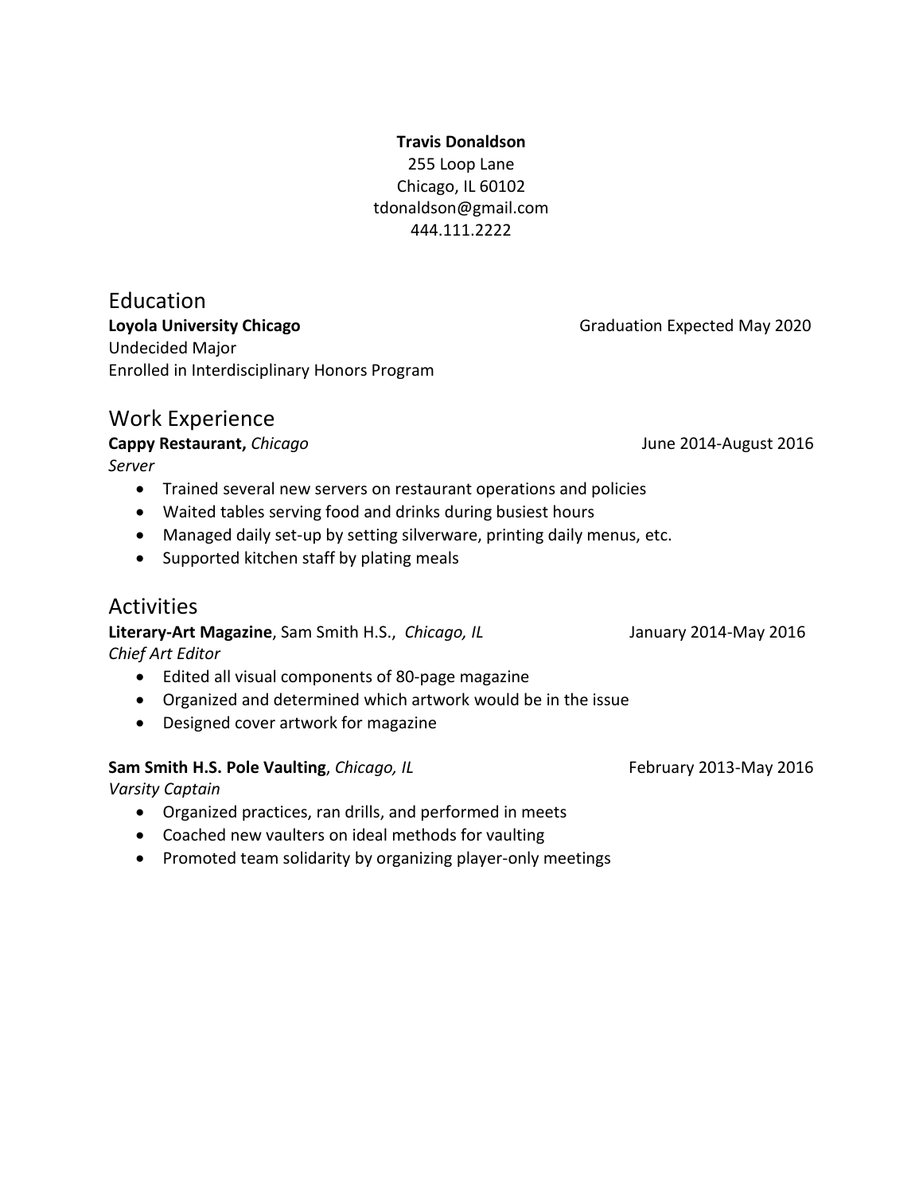**Travis Donaldson**
255 Loop Lane
Chicago, IL 60102
tdonaldson@gmail.com
444.111.2222

## Education

**Loyola University Chicago** Graduation Expected May 2020
Undecided Major
Enrolled in Interdisciplinary Honors Program

## Work Experience

**Cappy Restaurant,** *Chicago* June 2014-August 2016
*Server*

- Trained several new servers on restaurant operations and policies
- Waited tables serving food and drinks during busiest hours
- Managed daily set-up by setting silverware, printing daily menus, etc.
- Supported kitchen staff by plating meals

## Activities

**Literary-Art Magazine**, Sam Smith H.S., *Chicago, IL* January 2014-May 2016
*Chief Art Editor*

- Edited all visual components of 80-page magazine
- Organized and determined which artwork would be in the issue
- Designed cover artwork for magazine

**Sam Smith H.S. Pole Vaulting**, *Chicago, IL* February 2013-May 2016
*Varsity Captain*

- Organized practices, ran drills, and performed in meets
- Coached new vaulters on ideal methods for vaulting
- Promoted team solidarity by organizing player-only meetings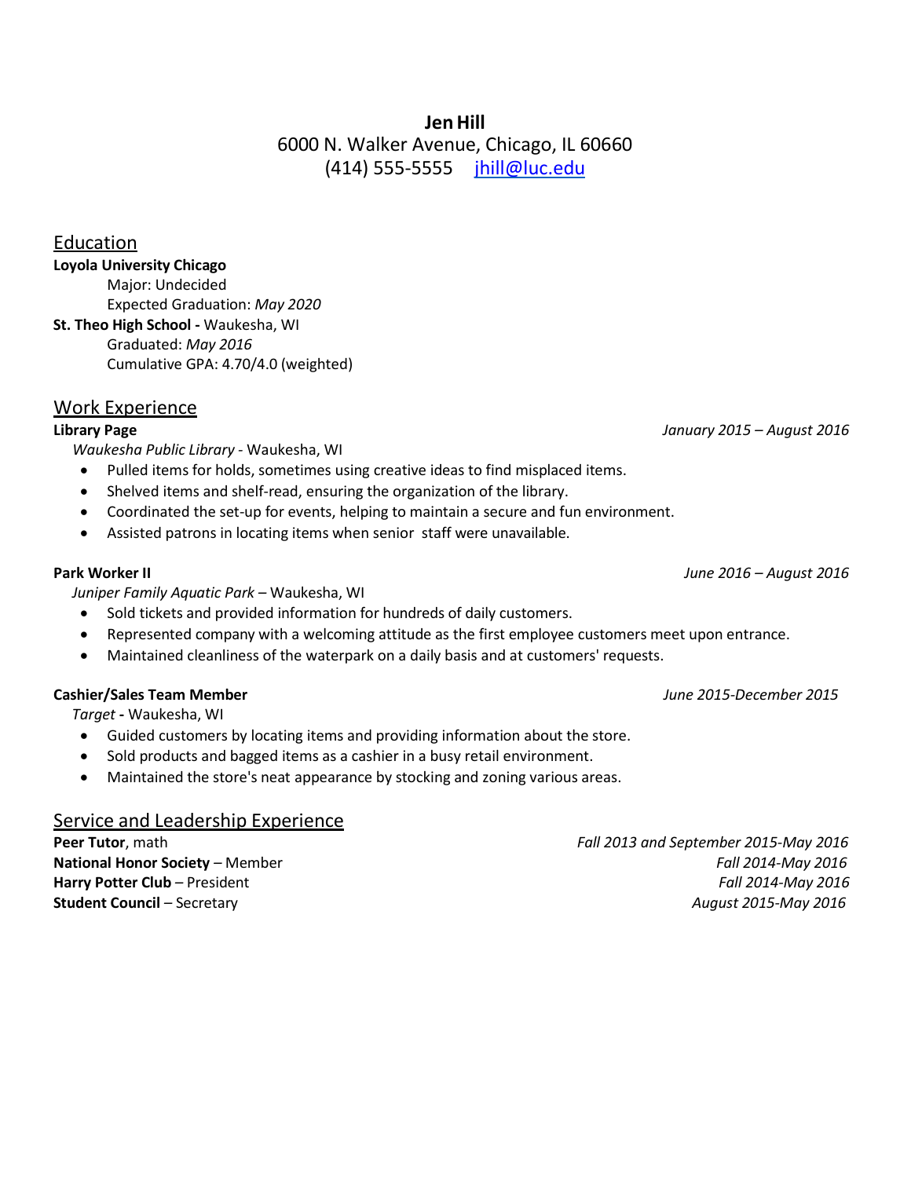**Jen Hill**
6000 N. Walker Avenue, Chicago, IL 60660
(414) 555-5555 jhill@luc.edu

## Education

**Loyola University Chicago**
Major: Undecided
Expected Graduation: *May 2020*

**St. Theo High School -** Waukesha, WI
Graduated: *May 2016*
Cumulative GPA: 4.70/4.0 (weighted)

## Work Experience

**Library Page** *January 2015 – August 2016*
*Waukesha Public Library* - Waukesha, WI

- Pulled items for holds, sometimes using creative ideas to find misplaced items.
- Shelved items and shelf-read, ensuring the organization of the library.
- Coordinated the set-up for events, helping to maintain a secure and fun environment.
- Assisted patrons in locating items when senior staff were unavailable.

**Park Worker II** *June 2016 – August 2016*
*Juniper Family Aquatic Park* – Waukesha, WI

- Sold tickets and provided information for hundreds of daily customers.
- Represented company with a welcoming attitude as the first employee customers meet upon entrance.
- Maintained cleanliness of the waterpark on a daily basis and at customers' requests.

**Cashier/Sales Team Member** *June 2015-December 2015*
*Target* **-** Waukesha, WI

- Guided customers by locating items and providing information about the store.
- Sold products and bagged items as a cashier in a busy retail environment.
- Maintained the store's neat appearance by stocking and zoning various areas.

## Service and Leadership Experience

**Peer Tutor**, math *Fall 2013 and September 2015-May 2016*
**National Honor Society** – Member *Fall 2014-May 2016*
**Harry Potter Club** – President *Fall 2014-May 2016*
**Student Council** – Secretary *August 2015-May 2016*